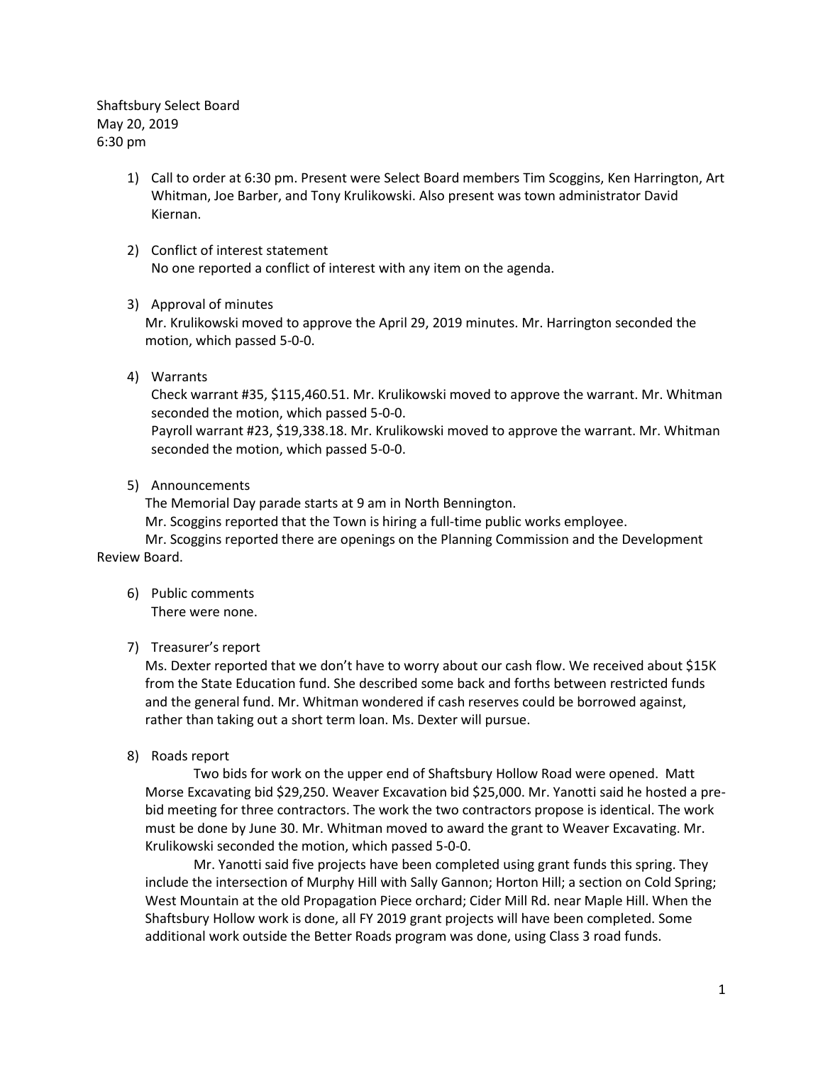Shaftsbury Select Board
May 20, 2019
6:30 pm

1) Call to order at 6:30 pm. Present were Select Board members Tim Scoggins, Ken Harrington, Art Whitman, Joe Barber, and Tony Krulikowski. Also present was town administrator David Kiernan.

2) Conflict of interest statement
No one reported a conflict of interest with any item on the agenda.

3) Approval of minutes
Mr. Krulikowski moved to approve the April 29, 2019 minutes. Mr. Harrington seconded the motion, which passed 5-0-0.

4) Warrants
Check warrant #35, $115,460.51. Mr. Krulikowski moved to approve the warrant. Mr. Whitman seconded the motion, which passed 5-0-0.
Payroll warrant #23, $19,338.18. Mr. Krulikowski moved to approve the warrant. Mr. Whitman seconded the motion, which passed 5-0-0.

5) Announcements
The Memorial Day parade starts at 9 am in North Bennington.
Mr. Scoggins reported that the Town is hiring a full-time public works employee.
Mr. Scoggins reported there are openings on the Planning Commission and the Development Review Board.

6) Public comments
There were none.

7) Treasurer's report
Ms. Dexter reported that we don't have to worry about our cash flow. We received about $15K from the State Education fund. She described some back and forths between restricted funds and the general fund. Mr. Whitman wondered if cash reserves could be borrowed against, rather than taking out a short term loan. Ms. Dexter will pursue.

8) Roads report
Two bids for work on the upper end of Shaftsbury Hollow Road were opened. Matt Morse Excavating bid $29,250. Weaver Excavation bid $25,000. Mr. Yanotti said he hosted a pre-bid meeting for three contractors. The work the two contractors propose is identical. The work must be done by June 30. Mr. Whitman moved to award the grant to Weaver Excavating. Mr. Krulikowski seconded the motion, which passed 5-0-0.
Mr. Yanotti said five projects have been completed using grant funds this spring. They include the intersection of Murphy Hill with Sally Gannon; Horton Hill; a section on Cold Spring; West Mountain at the old Propagation Piece orchard; Cider Mill Rd. near Maple Hill. When the Shaftsbury Hollow work is done, all FY 2019 grant projects will have been completed. Some additional work outside the Better Roads program was done, using Class 3 road funds.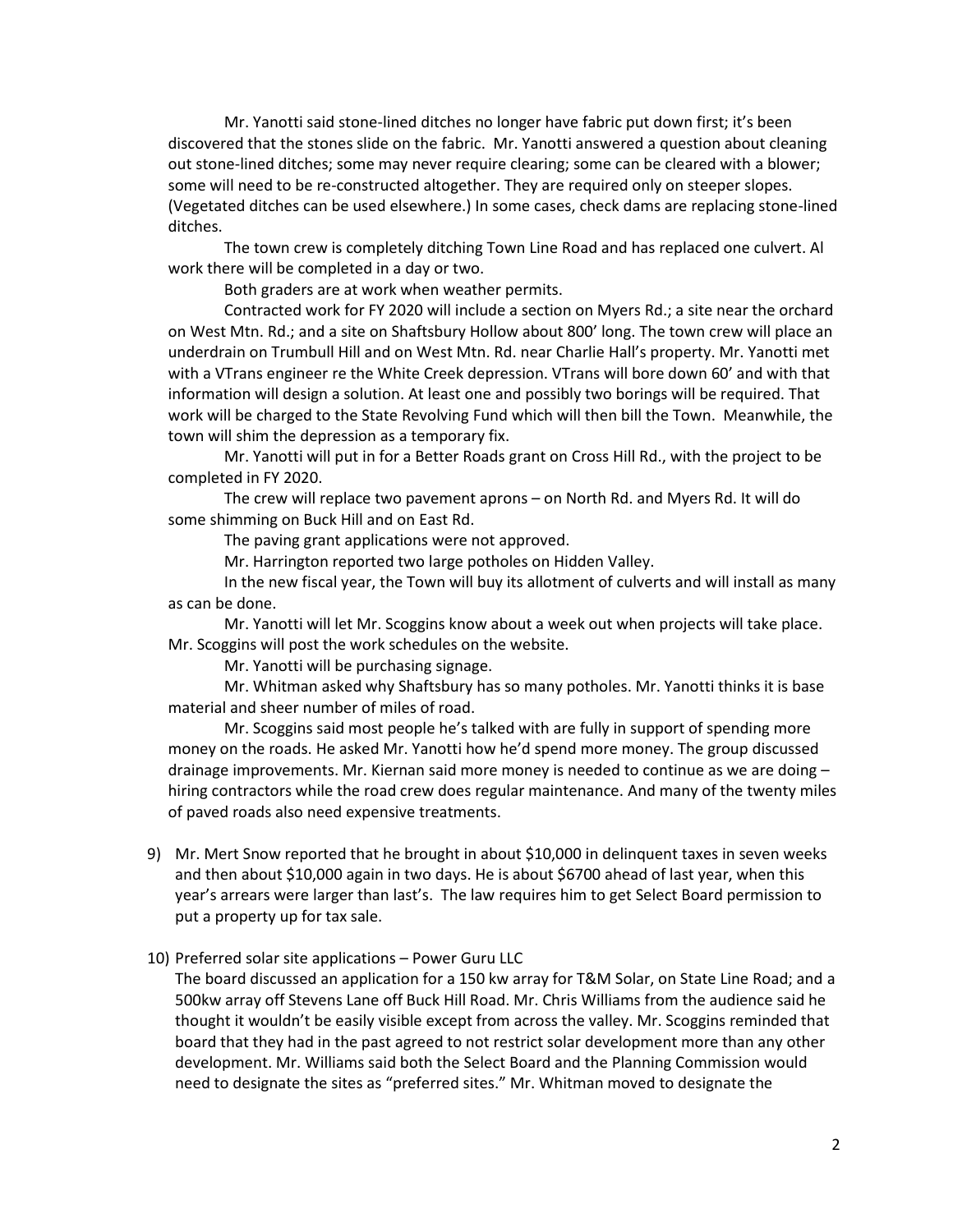Mr. Yanotti said stone-lined ditches no longer have fabric put down first; it's been discovered that the stones slide on the fabric. Mr. Yanotti answered a question about cleaning out stone-lined ditches; some may never require clearing; some can be cleared with a blower; some will need to be re-constructed altogether. They are required only on steeper slopes. (Vegetated ditches can be used elsewhere.) In some cases, check dams are replacing stone-lined ditches.

The town crew is completely ditching Town Line Road and has replaced one culvert. Al work there will be completed in a day or two.

Both graders are at work when weather permits.

Contracted work for FY 2020 will include a section on Myers Rd.; a site near the orchard on West Mtn. Rd.; and a site on Shaftsbury Hollow about 800' long. The town crew will place an underdrain on Trumbull Hill and on West Mtn. Rd. near Charlie Hall's property. Mr. Yanotti met with a VTrans engineer re the White Creek depression. VTrans will bore down 60' and with that information will design a solution. At least one and possibly two borings will be required. That work will be charged to the State Revolving Fund which will then bill the Town. Meanwhile, the town will shim the depression as a temporary fix.

Mr. Yanotti will put in for a Better Roads grant on Cross Hill Rd., with the project to be completed in FY 2020.

The crew will replace two pavement aprons – on North Rd. and Myers Rd. It will do some shimming on Buck Hill and on East Rd.

The paving grant applications were not approved.

Mr. Harrington reported two large potholes on Hidden Valley.

In the new fiscal year, the Town will buy its allotment of culverts and will install as many as can be done.

Mr. Yanotti will let Mr. Scoggins know about a week out when projects will take place. Mr. Scoggins will post the work schedules on the website.

Mr. Yanotti will be purchasing signage.

Mr. Whitman asked why Shaftsbury has so many potholes. Mr. Yanotti thinks it is base material and sheer number of miles of road.

Mr. Scoggins said most people he's talked with are fully in support of spending more money on the roads. He asked Mr. Yanotti how he'd spend more money. The group discussed drainage improvements. Mr. Kiernan said more money is needed to continue as we are doing – hiring contractors while the road crew does regular maintenance. And many of the twenty miles of paved roads also need expensive treatments.

9) Mr. Mert Snow reported that he brought in about $10,000 in delinquent taxes in seven weeks and then about $10,000 again in two days. He is about $6700 ahead of last year, when this year's arrears were larger than last's. The law requires him to get Select Board permission to put a property up for tax sale.

10) Preferred solar site applications – Power Guru LLC
The board discussed an application for a 150 kw array for T&M Solar, on State Line Road; and a 500kw array off Stevens Lane off Buck Hill Road. Mr. Chris Williams from the audience said he thought it wouldn't be easily visible except from across the valley. Mr. Scoggins reminded that board that they had in the past agreed to not restrict solar development more than any other development. Mr. Williams said both the Select Board and the Planning Commission would need to designate the sites as "preferred sites." Mr. Whitman moved to designate the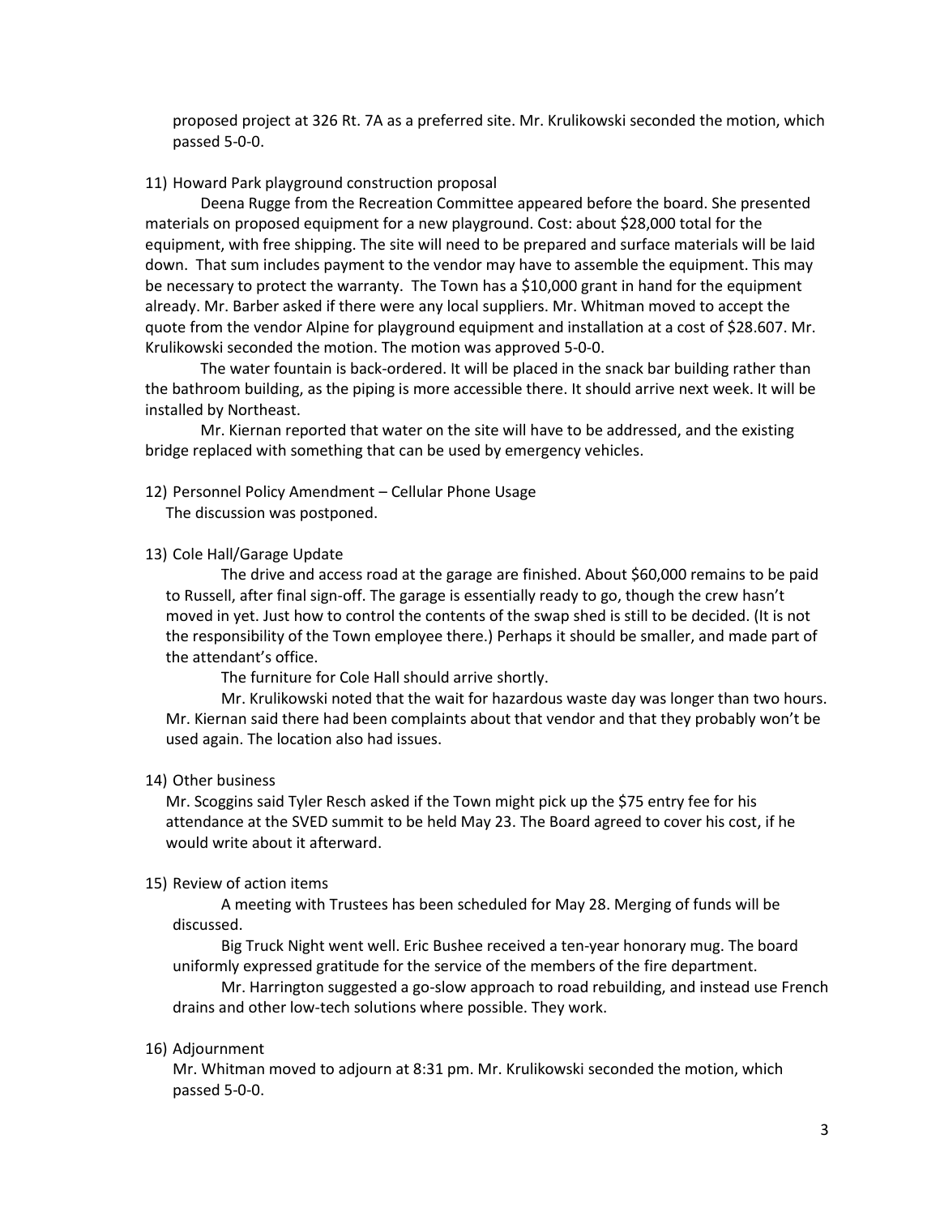proposed project at 326 Rt. 7A as a preferred site. Mr. Krulikowski seconded the motion, which passed 5-0-0.

11) Howard Park playground construction proposal

Deena Rugge from the Recreation Committee appeared before the board. She presented materials on proposed equipment for a new playground. Cost: about $28,000 total for the equipment, with free shipping. The site will need to be prepared and surface materials will be laid down. That sum includes payment to the vendor may have to assemble the equipment. This may be necessary to protect the warranty. The Town has a $10,000 grant in hand for the equipment already. Mr. Barber asked if there were any local suppliers. Mr. Whitman moved to accept the quote from the vendor Alpine for playground equipment and installation at a cost of $28.607. Mr. Krulikowski seconded the motion. The motion was approved 5-0-0.

The water fountain is back-ordered. It will be placed in the snack bar building rather than the bathroom building, as the piping is more accessible there. It should arrive next week. It will be installed by Northeast.

Mr. Kiernan reported that water on the site will have to be addressed, and the existing bridge replaced with something that can be used by emergency vehicles.

12) Personnel Policy Amendment – Cellular Phone Usage

The discussion was postponed.

13) Cole Hall/Garage Update

The drive and access road at the garage are finished. About $60,000 remains to be paid to Russell, after final sign-off. The garage is essentially ready to go, though the crew hasn't moved in yet. Just how to control the contents of the swap shed is still to be decided. (It is not the responsibility of the Town employee there.) Perhaps it should be smaller, and made part of the attendant's office.

The furniture for Cole Hall should arrive shortly.

Mr. Krulikowski noted that the wait for hazardous waste day was longer than two hours. Mr. Kiernan said there had been complaints about that vendor and that they probably won't be used again. The location also had issues.

14) Other business

Mr. Scoggins said Tyler Resch asked if the Town might pick up the $75 entry fee for his attendance at the SVED summit to be held May 23. The Board agreed to cover his cost, if he would write about it afterward.

15) Review of action items

A meeting with Trustees has been scheduled for May 28. Merging of funds will be discussed.

Big Truck Night went well. Eric Bushee received a ten-year honorary mug. The board uniformly expressed gratitude for the service of the members of the fire department.

Mr. Harrington suggested a go-slow approach to road rebuilding, and instead use French drains and other low-tech solutions where possible. They work.

16) Adjournment

Mr. Whitman moved to adjourn at 8:31 pm. Mr. Krulikowski seconded the motion, which passed 5-0-0.